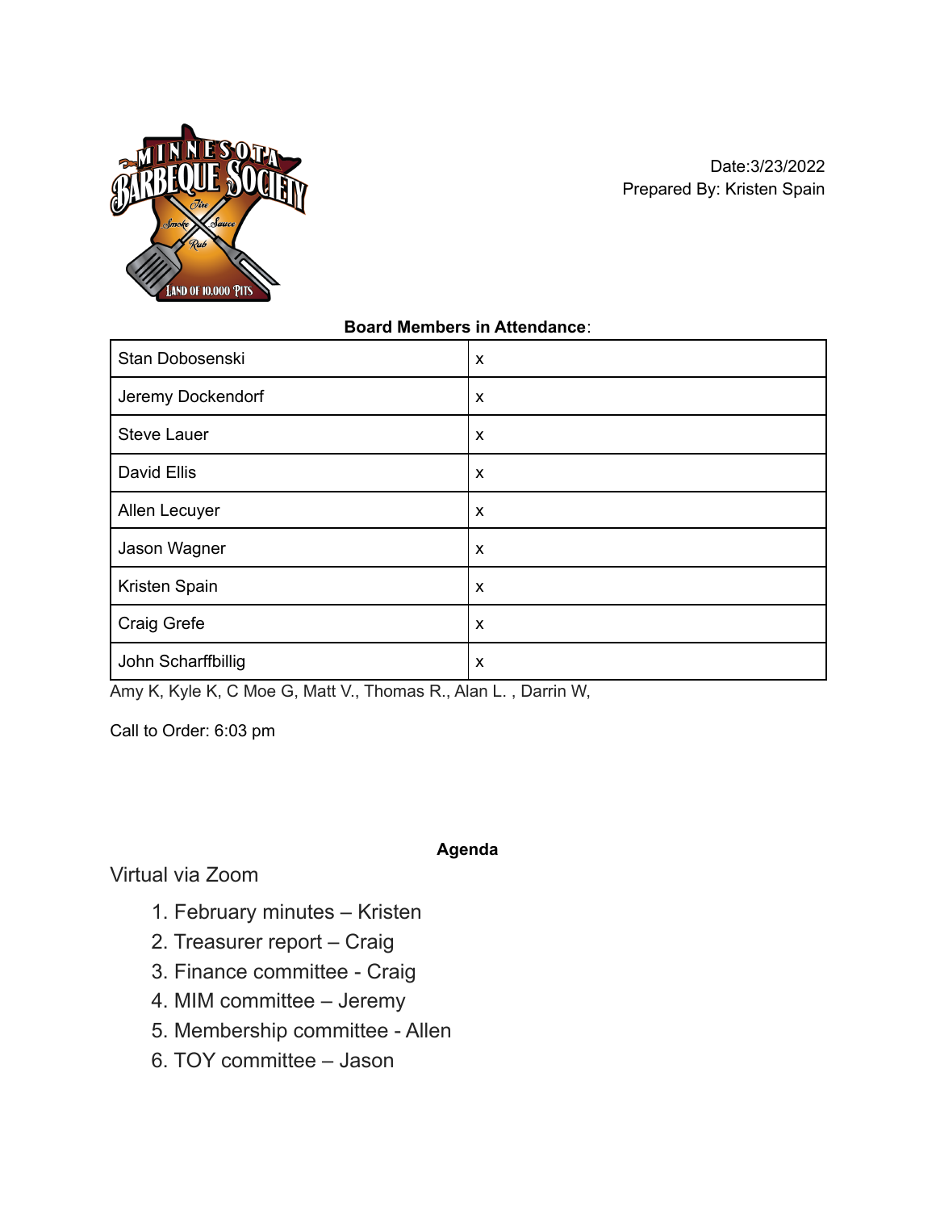Date:3/23/2022
Prepared By: Kristen Spain

**Board Members in Attendance**:

| | |
|---|---|
| Stan Dobosenski | x |
| Jeremy Dockendorf | x |
| Steve Lauer | x |
| David Ellis | x |
| Allen Lecuyer | x |
| Jason Wagner | x |
| Kristen Spain | x |
| Craig Grefe | x |
| John Scharffbillig | x |

Amy K, Kyle K, C Moe G, Matt V., Thomas R., Alan L. , Darrin W,

Call to Order: 6:03 pm

**Agenda**

Virtual via Zoom

1. February minutes – Kristen
2. Treasurer report – Craig
3. Finance committee - Craig
4. MIM committee – Jeremy
5. Membership committee - Allen
6. TOY committee – Jason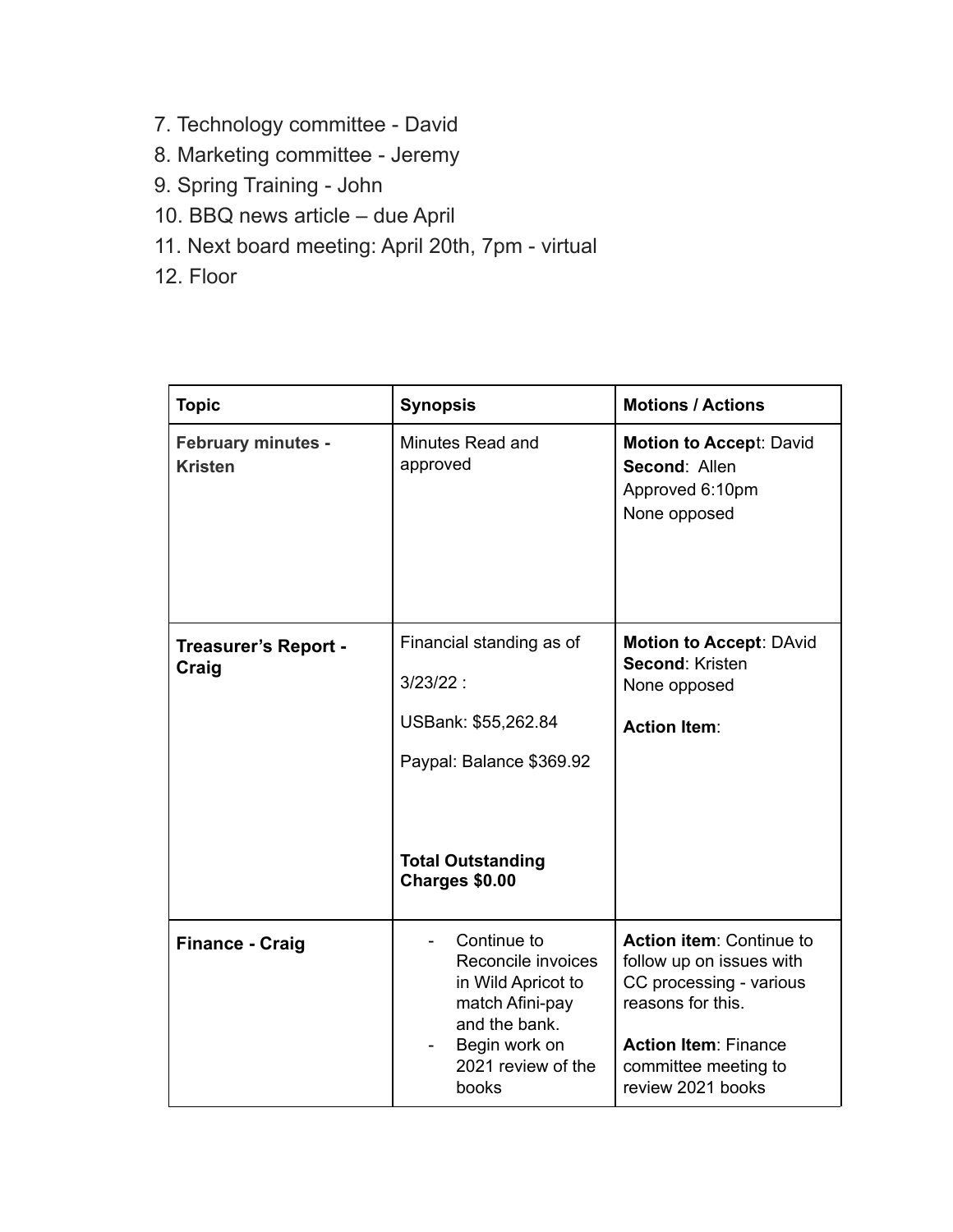7. Technology committee - David
8. Marketing committee - Jeremy
9. Spring Training - John
10. BBQ news article – due April
11. Next board meeting: April 20th, 7pm - virtual
12. Floor

| Topic | Synopsis | Motions / Actions |
|---|---|---|
| **February minutes - Kristen** | Minutes Read and approved | **Motion to Accep**t: David<br>**Second**: Allen<br>Approved 6:10pm<br>None opposed |
| **Treasurer's Report - Craig** | Financial standing as of<br><br>3/23/22 :<br><br>USBank: $55,262.84<br><br>Paypal: Balance $369.92<br><br>**Total Outstanding Charges $0.00** | **Motion to Accept**: DAvid<br>**Second**: Kristen<br>None opposed<br><br>**Action Item**: |
| **Finance - Craig** | - Continue to Reconcile invoices in Wild Apricot to match Afini-pay and the bank.<br>- Begin work on 2021 review of the books | **Action item**: Continue to follow up on issues with CC processing - various reasons for this.<br><br>**Action Item**: Finance committee meeting to review 2021 books |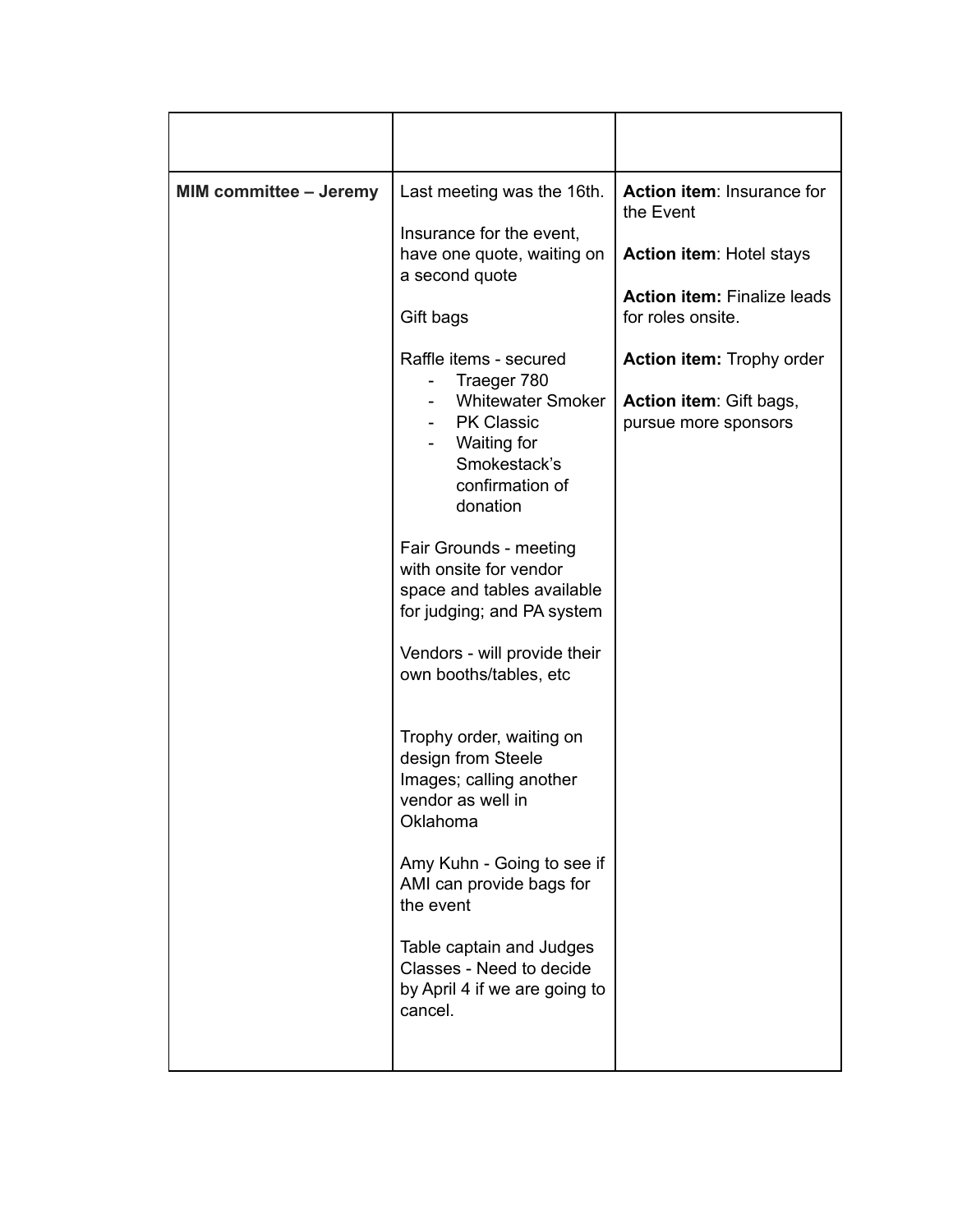| | | |
|---|---|---|
| **MIM committee – Jeremy** | Last meeting was the 16th.<br><br>Insurance for the event, have one quote, waiting on a second quote<br><br>Gift bags<br><br>Raffle items - secured<br>- Traeger 780<br>- Whitewater Smoker<br>- PK Classic<br>- Waiting for Smokestack's confirmation of donation<br><br>Fair Grounds - meeting with onsite for vendor space and tables available for judging; and PA system<br><br>Vendors - will provide their own booths/tables, etc<br><br>Trophy order, waiting on design from Steele Images; calling another vendor as well in Oklahoma<br><br>Amy Kuhn - Going to see if AMI can provide bags for the event<br><br>Table captain and Judges Classes - Need to decide by April 4 if we are going to cancel. | **Action item**: Insurance for the Event<br><br>**Action item**: Hotel stays<br><br>**Action item:** Finalize leads for roles onsite.<br><br>**Action item:** Trophy order<br><br>**Action item**: Gift bags, pursue more sponsors |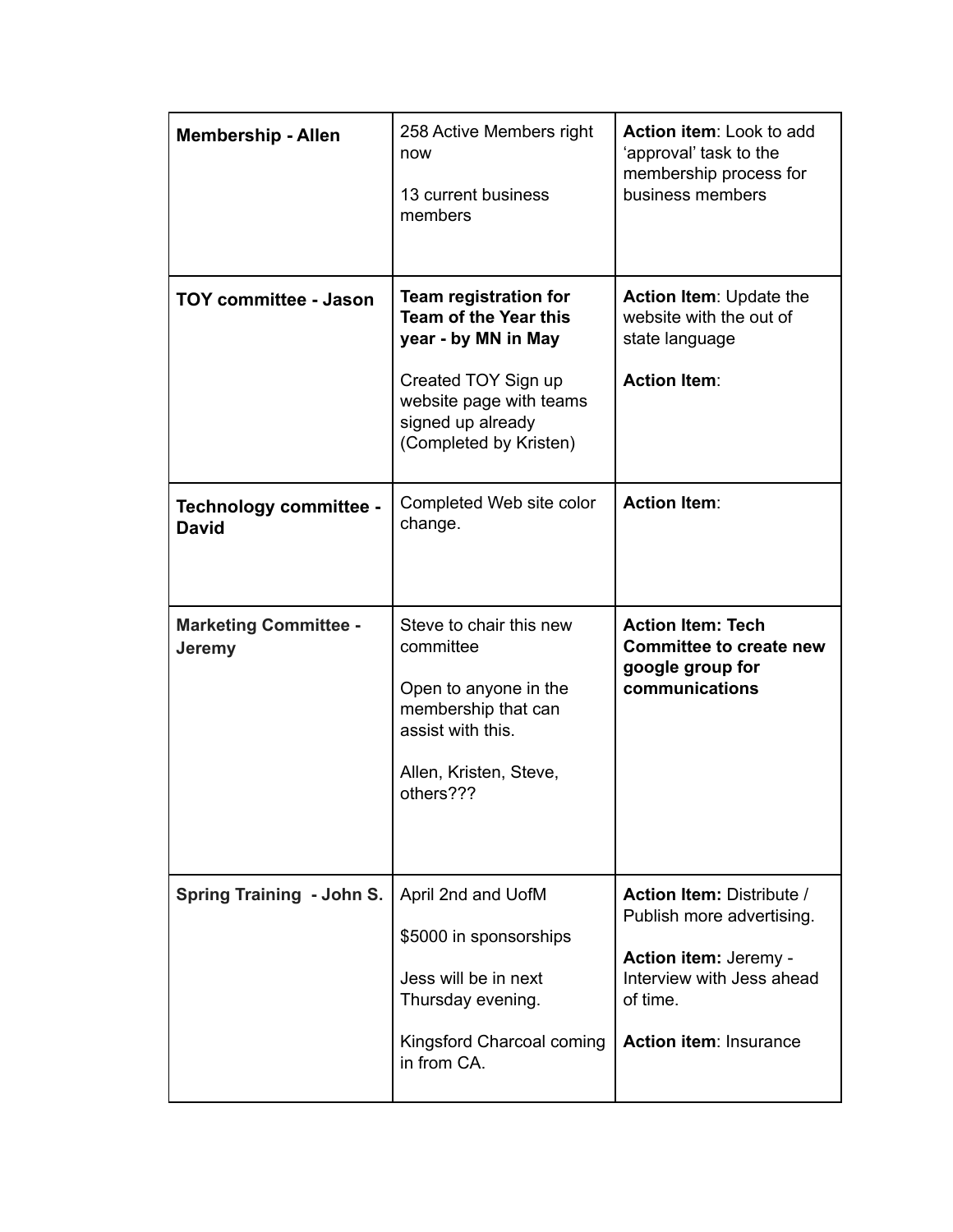| | | |
|---|---|---|
| **Membership - Allen** | 258 Active Members right now<br><br>13 current business members | **Action item**: Look to add 'approval' task to the membership process for business members |
| **TOY committee - Jason** | **Team registration for Team of the Year this year - by MN in May**<br><br>Created TOY Sign up website page with teams signed up already (Completed by Kristen) | **Action Item**: Update the website with the out of state language<br><br>**Action Item**: |
| **Technology committee - David** | Completed Web site color change. | **Action Item**: |
| **Marketing Committee - Jeremy** | Steve to chair this new committee<br><br>Open to anyone in the membership that can assist with this.<br><br>Allen, Kristen, Steve, others??? | **Action Item: Tech Committee to create new google group for communications** |
| **Spring Training - John S.** | April 2nd and UofM<br><br>$5000 in sponsorships<br><br>Jess will be in next Thursday evening.<br><br>Kingsford Charcoal coming in from CA. | **Action Item:** Distribute / Publish more advertising.<br><br>**Action item:** Jeremy - Interview with Jess ahead of time.<br><br>**Action item**: Insurance |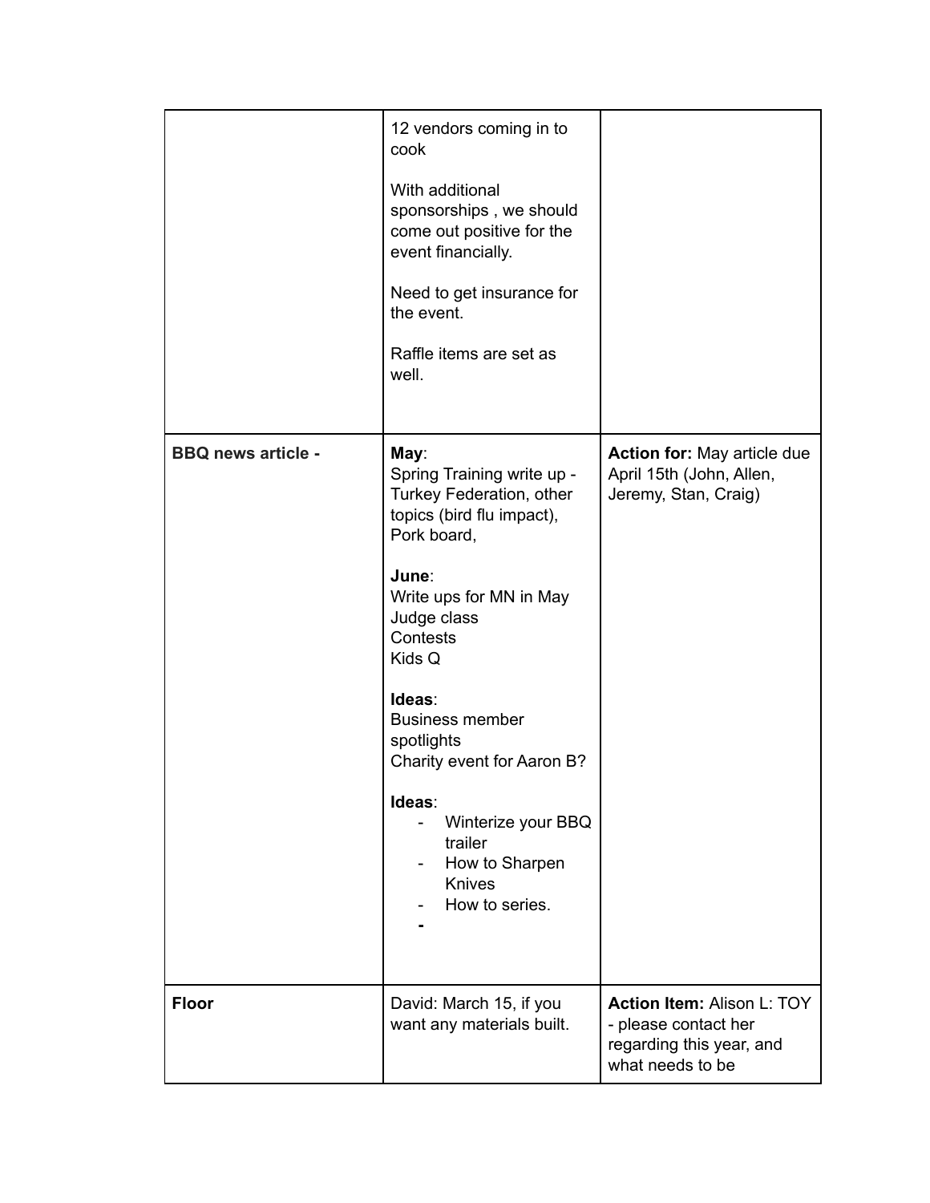| | | |
|---|---|---|
| | 12 vendors coming in to cook<br><br>With additional sponsorships , we should come out positive for the event financially.<br><br>Need to get insurance for the event.<br><br>Raffle items are set as well. | |
| **BBQ news article -** | **May**:<br>Spring Training write up - Turkey Federation, other topics (bird flu impact), Pork board,<br><br>**June**:<br>Write ups for MN in May<br>Judge class<br>Contests<br>Kids Q<br><br>**Ideas**:<br>Business member spotlights<br>Charity event for Aaron B?<br><br>**Ideas**:<br>- Winterize your BBQ trailer<br>- How to Sharpen Knives<br>- How to series.<br>- | **Action for:** May article due April 15th (John, Allen, Jeremy, Stan, Craig) |
| **Floor** | David: March 15, if you want any materials built. | **Action Item:** Alison L: TOY - please contact her regarding this year, and what needs to be |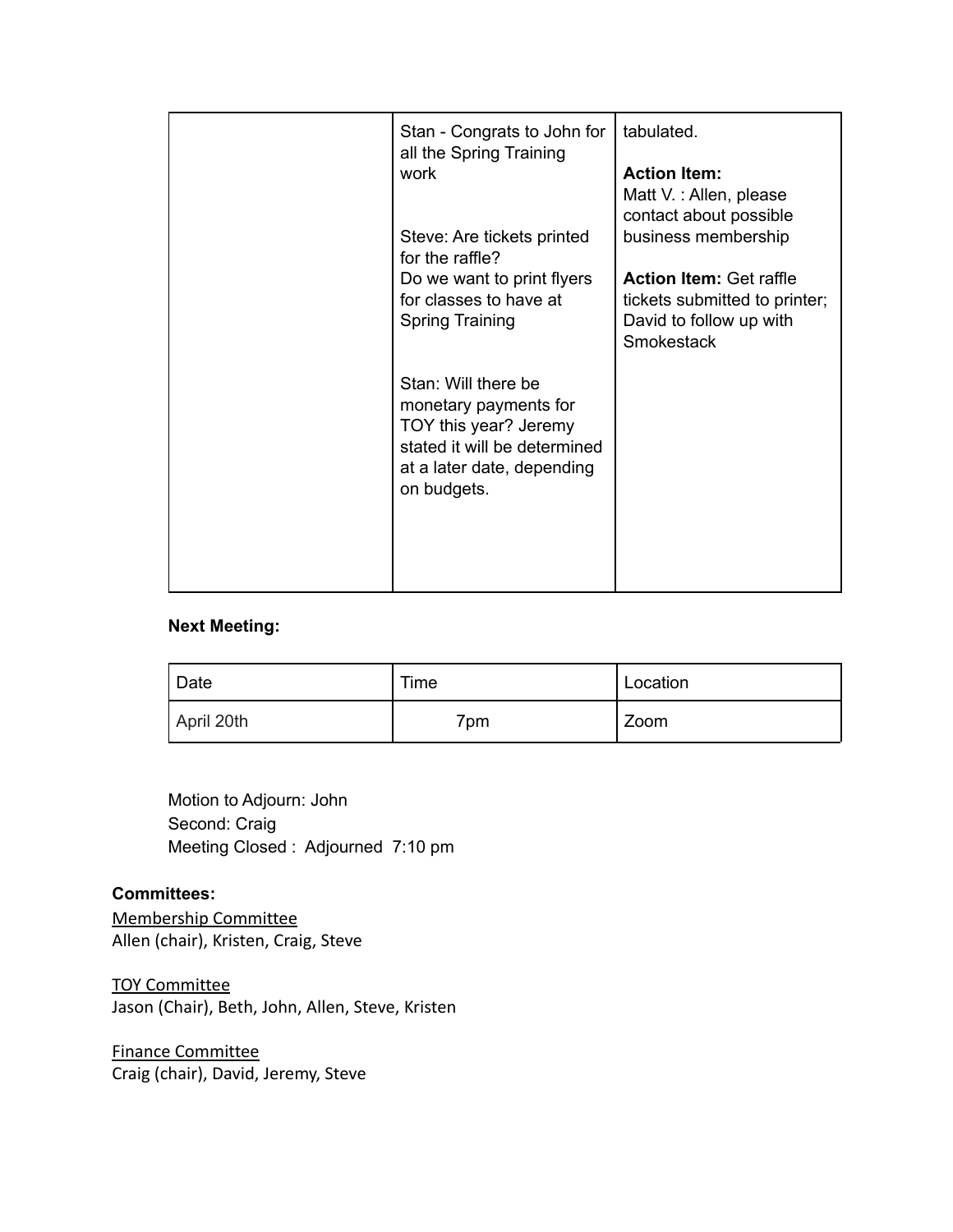| | | |
|---|---|---|
| | Stan - Congrats to John for all the Spring Training work<br><br>Steve: Are tickets printed for the raffle?<br>Do we want to print flyers for classes to have at Spring Training<br><br>Stan: Will there be monetary payments for TOY this year? Jeremy stated it will be determined at a later date, depending on budgets. | tabulated.<br><br>**Action Item:**<br>Matt V. : Allen, please contact about possible business membership<br><br>**Action Item:** Get raffle tickets submitted to printer; David to follow up with Smokestack |

**Next Meeting:**

| Date | Time | Location |
|---|---|---|
| April 20th | 7pm | Zoom |

Motion to Adjourn: John
Second: Craig
Meeting Closed : Adjourned 7:10 pm

**Committees:**

Membership Committee
Allen (chair), Kristen, Craig, Steve

TOY Committee
Jason (Chair), Beth, John, Allen, Steve, Kristen

Finance Committee
Craig (chair), David, Jeremy, Steve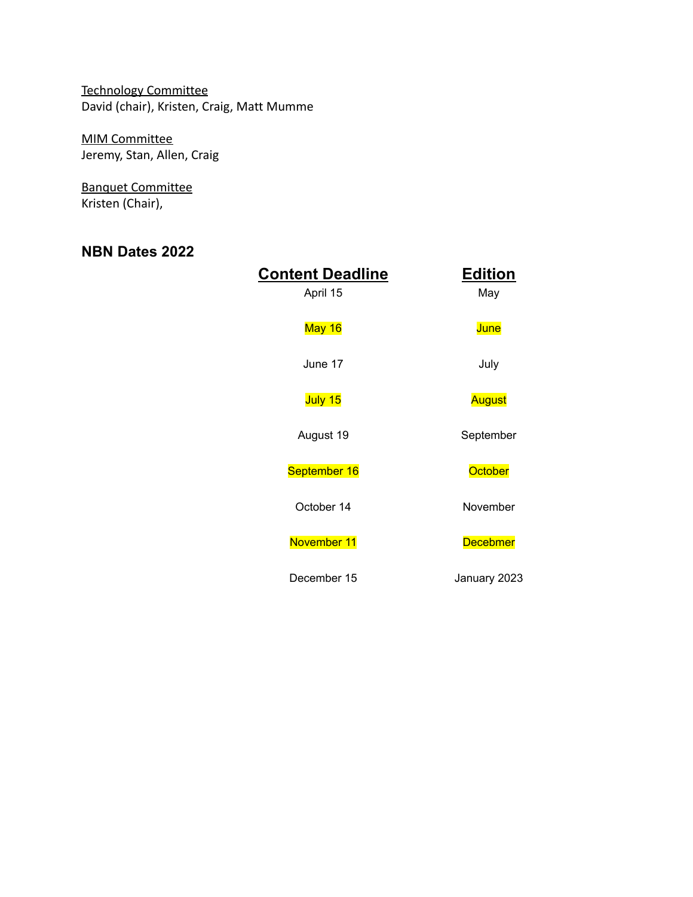<u>Technology Committee</u>
David (chair), Kristen, Craig, Matt Mumme

<u>MIM Committee</u>
Jeremy, Stan, Allen, Craig

<u>Banquet Committee</u>
Kristen (Chair),

## NBN Dates 2022

| Content Deadline | Edition |
| --- | --- |
| April 15 | May |
| May 16 | June |
| June 17 | July |
| July 15 | August |
| August 19 | September |
| September 16 | October |
| October 14 | November |
| November 11 | Decebmer |
| December 15 | January 2023 |